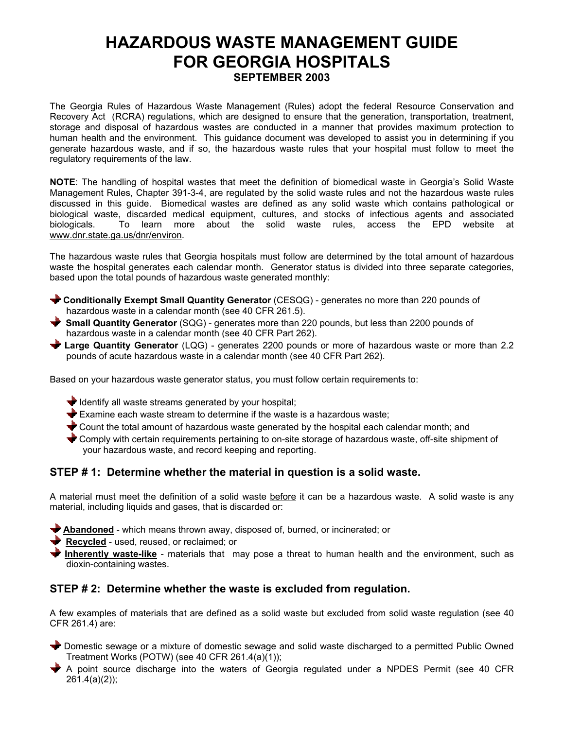# HAZARDOUS WASTE MANAGEMENT GUIDE FOR GEORGIA HOSPITALS

### SEPTEMBER 2003

The Georgia Rules of Hazardous Waste Management (Rules) adopt the federal Resource Conservation and Recovery Act (RCRA) regulations, which are designed to ensure that the generation, transportation, treatment, storage and disposal of hazardous wastes are conducted in a manner that provides maximum protection to human health and the environment. This guidance document was developed to assist you in determining if you generate hazardous waste, and if so, the hazardous waste rules that your hospital must follow to meet the regulatory requirements of the law.

**NOTE**: The handling of hospital wastes that meet the definition of biomedical waste in Georgia's Solid Waste Management Rules, Chapter 391-3-4, are regulated by the solid waste rules and not the hazardous waste rules discussed in this guide. Biomedical wastes are defined as any solid waste which contains pathological or biological waste, discarded medical equipment, cultures, and stocks of infectious agents and associated biologicals. To learn more about the solid waste rules, access the EPD website at www.dnr.state.ga.us/dnr/environ.

The hazardous waste rules that Georgia hospitals must follow are determined by the total amount of hazardous waste the hospital generates each calendar month. Generator status is divided into three separate categories, based upon the total pounds of hazardous waste generated monthly:

- **Conditionally Exempt Small Quantity Generator** (CESQG) - generates no more than 220 pounds of hazardous waste in a calendar month (see 40 CFR 261.5).
- **Small Quantity Generator** (SQG) - generates more than 220 pounds, but less than 2200 pounds of hazardous waste in a calendar month (see 40 CFR Part 262).
- **Large Quantity Generator** (LQG) - generates 2200 pounds or more of hazardous waste or more than 2.2 pounds of acute hazardous waste in a calendar month (see 40 CFR Part 262).

Based on your hazardous waste generator status, you must follow certain requirements to:

- Identify all waste streams generated by your hospital;
- Examine each waste stream to determine if the waste is a hazardous waste;
- Count the total amount of hazardous waste generated by the hospital each calendar month; and
- Comply with certain requirements pertaining to on-site storage of hazardous waste, off-site shipment of your hazardous waste, and record keeping and reporting.

## STEP # 1: Determine whether the material in question is a solid waste.

A material must meet the definition of a solid waste before it can be a hazardous waste. A solid waste is any material, including liquids and gases, that is discarded or:

- **Abandoned** - which means thrown away, disposed of, burned, or incinerated; or
- **Recycled** - used, reused, or reclaimed; or
- **Inherently waste-like** - materials that may pose a threat to human health and the environment, such as dioxin-containing wastes.

## STEP # 2: Determine whether the waste is excluded from regulation.

A few examples of materials that are defined as a solid waste but excluded from solid waste regulation (see 40 CFR 261.4) are:

- Domestic sewage or a mixture of domestic sewage and solid waste discharged to a permitted Public Owned Treatment Works (POTW) (see 40 CFR 261.4(a)(1));
- A point source discharge into the waters of Georgia regulated under a NPDES Permit (see 40 CFR 261.4(a)(2));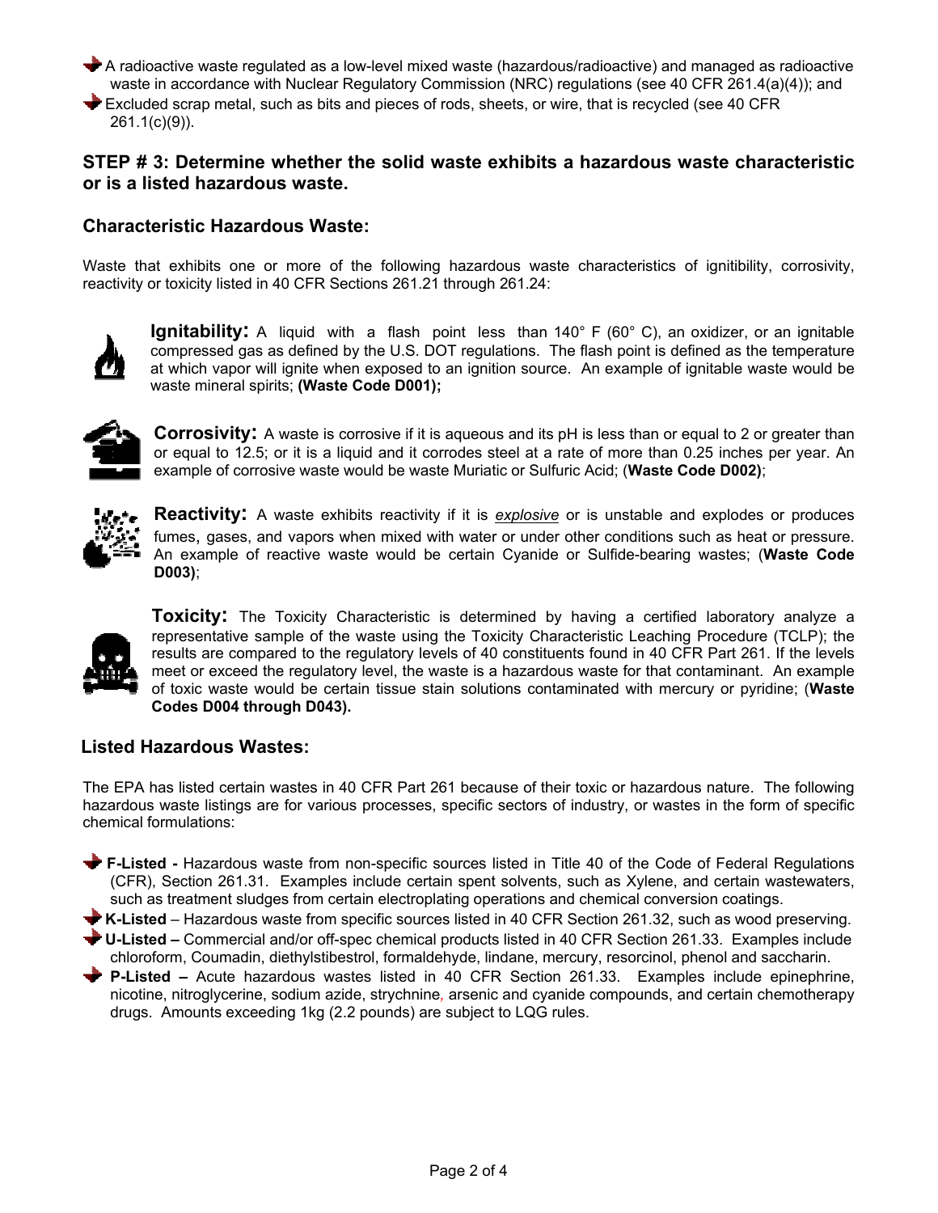- A radioactive waste regulated as a low-level mixed waste (hazardous/radioactive) and managed as radioactive waste in accordance with Nuclear Regulatory Commission (NRC) regulations (see 40 CFR 261.4(a)(4)); and
- Excluded scrap metal, such as bits and pieces of rods, sheets, or wire, that is recycled (see 40 CFR 261.1(c)(9)).

## STEP # 3: Determine whether the solid waste exhibits a hazardous waste characteristic or is a listed hazardous waste.

### Characteristic Hazardous Waste:

Waste that exhibits one or more of the following hazardous waste characteristics of ignitibility, corrosivity, reactivity or toxicity listed in 40 CFR Sections 261.21 through 261.24:

**Ignitability:** A liquid with a flash point less than 140° F (60° C), an oxidizer, or an ignitable compressed gas as defined by the U.S. DOT regulations. The flash point is defined as the temperature at which vapor will ignite when exposed to an ignition source. An example of ignitable waste would be waste mineral spirits; **(Waste Code D001);**

**Corrosivity:** A waste is corrosive if it is aqueous and its pH is less than or equal to 2 or greater than or equal to 12.5; or it is a liquid and it corrodes steel at a rate of more than 0.25 inches per year. An example of corrosive waste would be waste Muriatic or Sulfuric Acid; (**Waste Code D002)**;

**Reactivity:** A waste exhibits reactivity if it is ***explosive*** or is unstable and explodes or produces fumes, gases, and vapors when mixed with water or under other conditions such as heat or pressure. An example of reactive waste would be certain Cyanide or Sulfide-bearing wastes; (**Waste Code D003)**;

**Toxicity:** The Toxicity Characteristic is determined by having a certified laboratory analyze a representative sample of the waste using the Toxicity Characteristic Leaching Procedure (TCLP); the results are compared to the regulatory levels of 40 constituents found in 40 CFR Part 261. If the levels meet or exceed the regulatory level, the waste is a hazardous waste for that contaminant. An example of toxic waste would be certain tissue stain solutions contaminated with mercury or pyridine; (**Waste Codes D004 through D043).**

### Listed Hazardous Wastes:

The EPA has listed certain wastes in 40 CFR Part 261 because of their toxic or hazardous nature. The following hazardous waste listings are for various processes, specific sectors of industry, or wastes in the form of specific chemical formulations:

- **F-Listed -** Hazardous waste from non-specific sources listed in Title 40 of the Code of Federal Regulations (CFR), Section 261.31. Examples include certain spent solvents, such as Xylene, and certain wastewaters, such as treatment sludges from certain electroplating operations and chemical conversion coatings.
- **K-Listed** – Hazardous waste from specific sources listed in 40 CFR Section 261.32, such as wood preserving.
- **U-Listed –** Commercial and/or off-spec chemical products listed in 40 CFR Section 261.33. Examples include chloroform, Coumadin, diethylstibestrol, formaldehyde, lindane, mercury, resorcinol, phenol and saccharin.
- **P-Listed –** Acute hazardous wastes listed in 40 CFR Section 261.33. Examples include epinephrine, nicotine, nitroglycerine, sodium azide, strychnine, arsenic and cyanide compounds, and certain chemotherapy drugs. Amounts exceeding 1kg (2.2 pounds) are subject to LQG rules.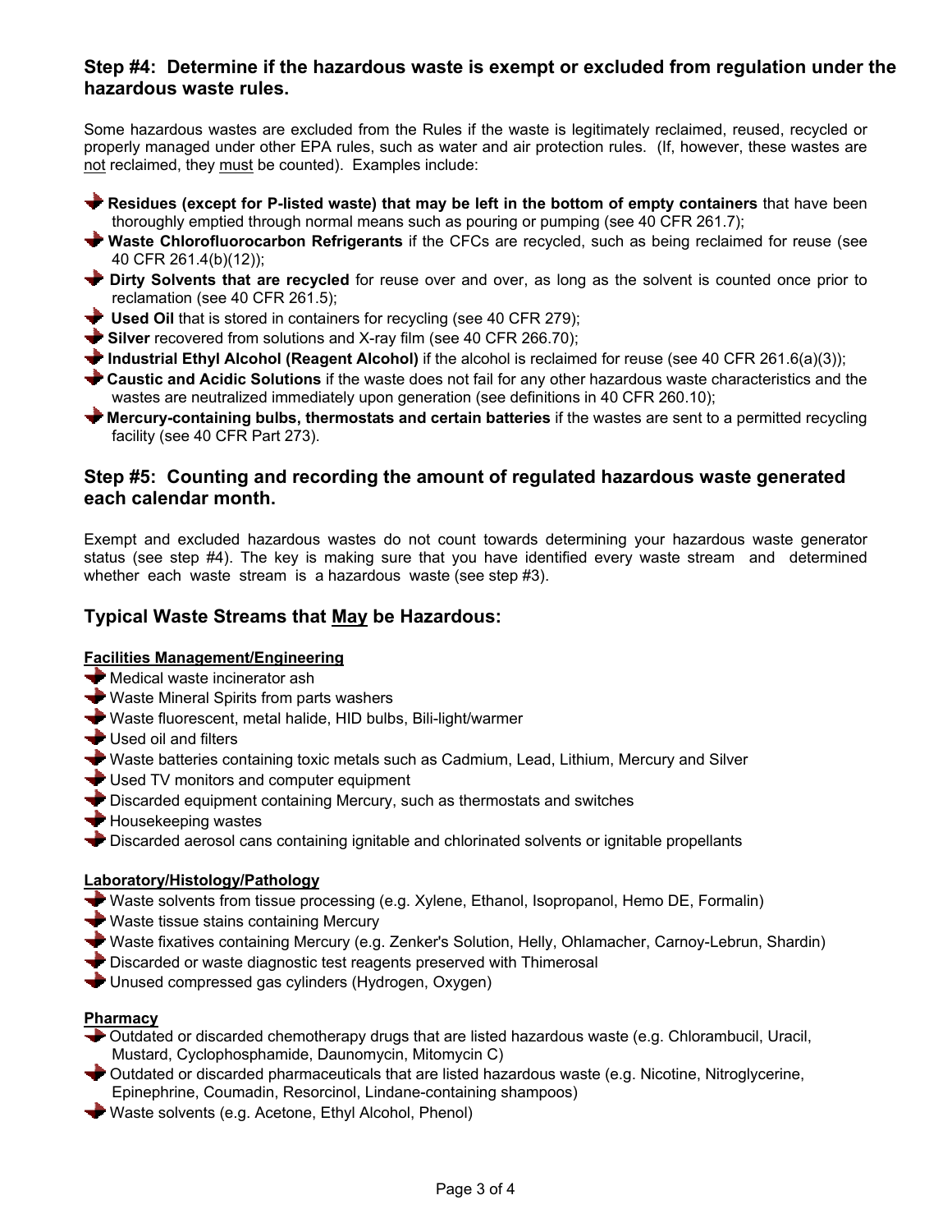## Step #4: Determine if the hazardous waste is exempt or excluded from regulation under the hazardous waste rules.

Some hazardous wastes are excluded from the Rules if the waste is legitimately reclaimed, reused, recycled or properly managed under other EPA rules, such as water and air protection rules. (If, however, these wastes are not reclaimed, they must be counted). Examples include:

- **Residues (except for P-listed waste) that may be left in the bottom of empty containers** that have been thoroughly emptied through normal means such as pouring or pumping (see 40 CFR 261.7);
- **Waste Chlorofluorocarbon Refrigerants** if the CFCs are recycled, such as being reclaimed for reuse (see 40 CFR 261.4(b)(12));
- **Dirty Solvents that are recycled** for reuse over and over, as long as the solvent is counted once prior to reclamation (see 40 CFR 261.5);
- **Used Oil** that is stored in containers for recycling (see 40 CFR 279);
- **Silver** recovered from solutions and X-ray film (see 40 CFR 266.70);
- **Industrial Ethyl Alcohol (Reagent Alcohol)** if the alcohol is reclaimed for reuse (see 40 CFR 261.6(a)(3));
- **Caustic and Acidic Solutions** if the waste does not fail for any other hazardous waste characteristics and the wastes are neutralized immediately upon generation (see definitions in 40 CFR 260.10);
- **Mercury-containing bulbs, thermostats and certain batteries** if the wastes are sent to a permitted recycling facility (see 40 CFR Part 273).

## Step #5: Counting and recording the amount of regulated hazardous waste generated each calendar month.

Exempt and excluded hazardous wastes do not count towards determining your hazardous waste generator status (see step #4). The key is making sure that you have identified every waste stream and determined whether each waste stream is a hazardous waste (see step #3).

## Typical Waste Streams that May be Hazardous:

**Facilities Management/Engineering**

- Medical waste incinerator ash
- Waste Mineral Spirits from parts washers
- Waste fluorescent, metal halide, HID bulbs, Bili-light/warmer
- Used oil and filters
- Waste batteries containing toxic metals such as Cadmium, Lead, Lithium, Mercury and Silver
- Used TV monitors and computer equipment
- Discarded equipment containing Mercury, such as thermostats and switches
- Housekeeping wastes
- Discarded aerosol cans containing ignitable and chlorinated solvents or ignitable propellants

**Laboratory/Histology/Pathology**

- Waste solvents from tissue processing (e.g. Xylene, Ethanol, Isopropanol, Hemo DE, Formalin)
- Waste tissue stains containing Mercury
- Waste fixatives containing Mercury (e.g. Zenker's Solution, Helly, Ohlamacher, Carnoy-Lebrun, Shardin)
- Discarded or waste diagnostic test reagents preserved with Thimerosal
- Unused compressed gas cylinders (Hydrogen, Oxygen)

**Pharmacy**

- Outdated or discarded chemotherapy drugs that are listed hazardous waste (e.g. Chlorambucil, Uracil, Mustard, Cyclophosphamide, Daunomycin, Mitomycin C)
- Outdated or discarded pharmaceuticals that are listed hazardous waste (e.g. Nicotine, Nitroglycerine, Epinephrine, Coumadin, Resorcinol, Lindane-containing shampoos)
- Waste solvents (e.g. Acetone, Ethyl Alcohol, Phenol)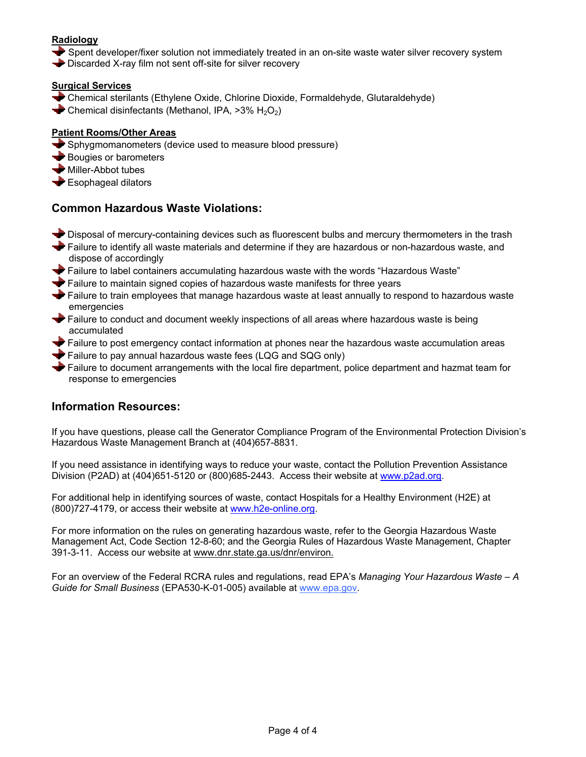**Radiology**

- Spent developer/fixer solution not immediately treated in an on-site waste water silver recovery system
- Discarded X-ray film not sent off-site for silver recovery

**Surgical Services**

- Chemical sterilants (Ethylene Oxide, Chlorine Dioxide, Formaldehyde, Glutaraldehyde)
- Chemical disinfectants (Methanol, IPA, >3% $H_2O_2$)

**Patient Rooms/Other Areas**

- Sphygmomanometers (device used to measure blood pressure)
- Bougies or barometers
- Miller-Abbot tubes
- Esophageal dilators

## Common Hazardous Waste Violations:

- Disposal of mercury-containing devices such as fluorescent bulbs and mercury thermometers in the trash
- Failure to identify all waste materials and determine if they are hazardous or non-hazardous waste, and dispose of accordingly
- Failure to label containers accumulating hazardous waste with the words "Hazardous Waste"
- Failure to maintain signed copies of hazardous waste manifests for three years
- Failure to train employees that manage hazardous waste at least annually to respond to hazardous waste emergencies
- Failure to conduct and document weekly inspections of all areas where hazardous waste is being accumulated
- Failure to post emergency contact information at phones near the hazardous waste accumulation areas
- Failure to pay annual hazardous waste fees (LQG and SQG only)
- Failure to document arrangements with the local fire department, police department and hazmat team for response to emergencies

## Information Resources:

If you have questions, please call the Generator Compliance Program of the Environmental Protection Division's Hazardous Waste Management Branch at (404)657-8831.

If you need assistance in identifying ways to reduce your waste, contact the Pollution Prevention Assistance Division (P2AD) at (404)651-5120 or (800)685-2443. Access their website at www.p2ad.org.

For additional help in identifying sources of waste, contact Hospitals for a Healthy Environment (H2E) at (800)727-4179, or access their website at www.h2e-online.org.

For more information on the rules on generating hazardous waste, refer to the Georgia Hazardous Waste Management Act, Code Section 12-8-60; and the Georgia Rules of Hazardous Waste Management, Chapter 391-3-11. Access our website at www.dnr.state.ga.us/dnr/environ.

For an overview of the Federal RCRA rules and regulations, read EPA's *Managing Your Hazardous Waste – A Guide for Small Business* (EPA530-K-01-005) available at www.epa.gov.